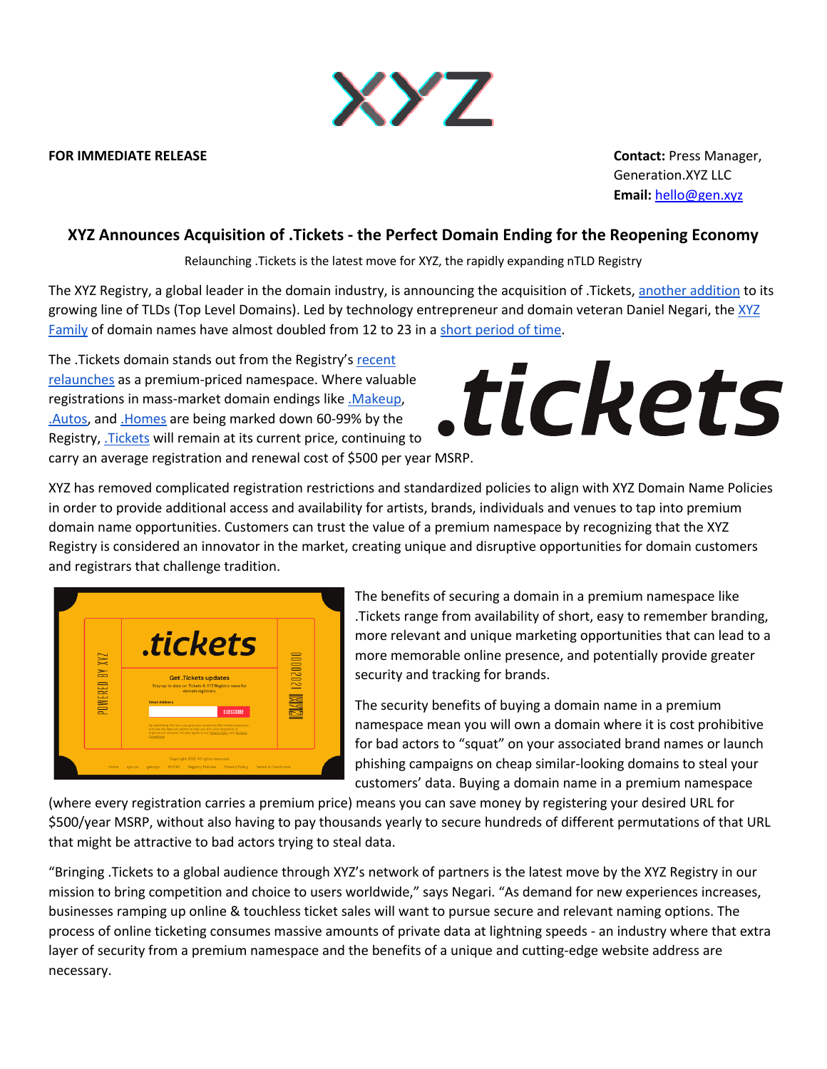**FOR IMMEDIATE RELEASE**

**Contact:** Press Manager, Generation.XYZ LLC
**Email:** hello@gen.xyz

## XYZ Announces Acquisition of .Tickets - the Perfect Domain Ending for the Reopening Economy

Relaunching .Tickets is the latest move for XYZ, the rapidly expanding nTLD Registry

The XYZ Registry, a global leader in the domain industry, is announcing the acquisition of .Tickets, another addition to its growing line of TLDs (Top Level Domains). Led by technology entrepreneur and domain veteran Daniel Negari, the XYZ Family of domain names have almost doubled from 12 to 23 in a short period of time.

The .Tickets domain stands out from the Registry's recent relaunches as a premium-priced namespace. Where valuable registrations in mass-market domain endings like .Makeup, .Autos, and .Homes are being marked down 60-99% by the Registry, .Tickets will remain at its current price, continuing to carry an average registration and renewal cost of $500 per year MSRP.

XYZ has removed complicated registration restrictions and standardized policies to align with XYZ Domain Name Policies in order to provide additional access and availability for artists, brands, individuals and venues to tap into premium domain name opportunities. Customers can trust the value of a premium namespace by recognizing that the XYZ Registry is considered an innovator in the market, creating unique and disruptive opportunities for domain customers and registrars that challenge tradition.

The benefits of securing a domain in a premium namespace like .Tickets range from availability of short, easy to remember branding, more relevant and unique marketing opportunities that can lead to a more memorable online presence, and potentially provide greater security and tracking for brands.

The security benefits of buying a domain name in a premium namespace mean you will own a domain where it is cost prohibitive for bad actors to "squat" on your associated brand names or launch phishing campaigns on cheap similar-looking domains to steal your customers' data. Buying a domain name in a premium namespace (where every registration carries a premium price) means you can save money by registering your desired URL for $500/year MSRP, without also having to pay thousands yearly to secure hundreds of different permutations of that URL that might be attractive to bad actors trying to steal data.

"Bringing .Tickets to a global audience through XYZ's network of partners is the latest move by the XYZ Registry in our mission to bring competition and choice to users worldwide," says Negari. "As demand for new experiences increases, businesses ramping up online & touchless ticket sales will want to pursue secure and relevant naming options. The process of online ticketing consumes massive amounts of private data at lightning speeds - an industry where that extra layer of security from a premium namespace and the benefits of a unique and cutting-edge website address are necessary.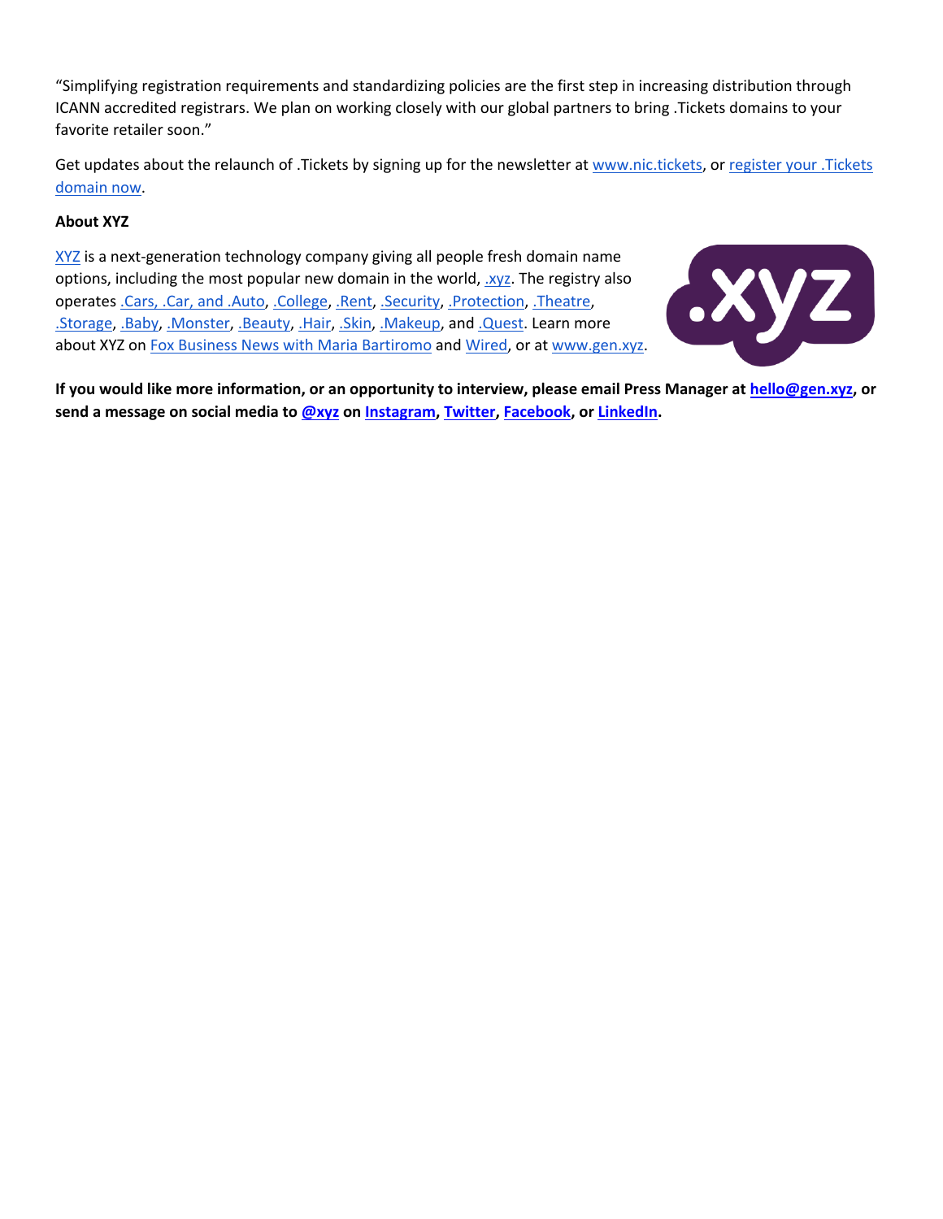"Simplifying registration requirements and standardizing policies are the first step in increasing distribution through ICANN accredited registrars. We plan on working closely with our global partners to bring .Tickets domains to your favorite retailer soon."

Get updates about the relaunch of .Tickets by signing up for the newsletter at www.nic.tickets, or register your .Tickets domain now.

**About XYZ**

XYZ is a next-generation technology company giving all people fresh domain name options, including the most popular new domain in the world, .xyz. The registry also operates .Cars, .Car, and .Auto, .College, .Rent, .Security, .Protection, .Theatre, .Storage, .Baby, .Monster, .Beauty, .Hair, .Skin, .Makeup, and .Quest. Learn more about XYZ on Fox Business News with Maria Bartiromo and Wired, or at www.gen.xyz.

**If you would like more information, or an opportunity to interview, please email Press Manager at hello@gen.xyz, or send a message on social media to @xyz on Instagram, Twitter, Facebook, or LinkedIn.**